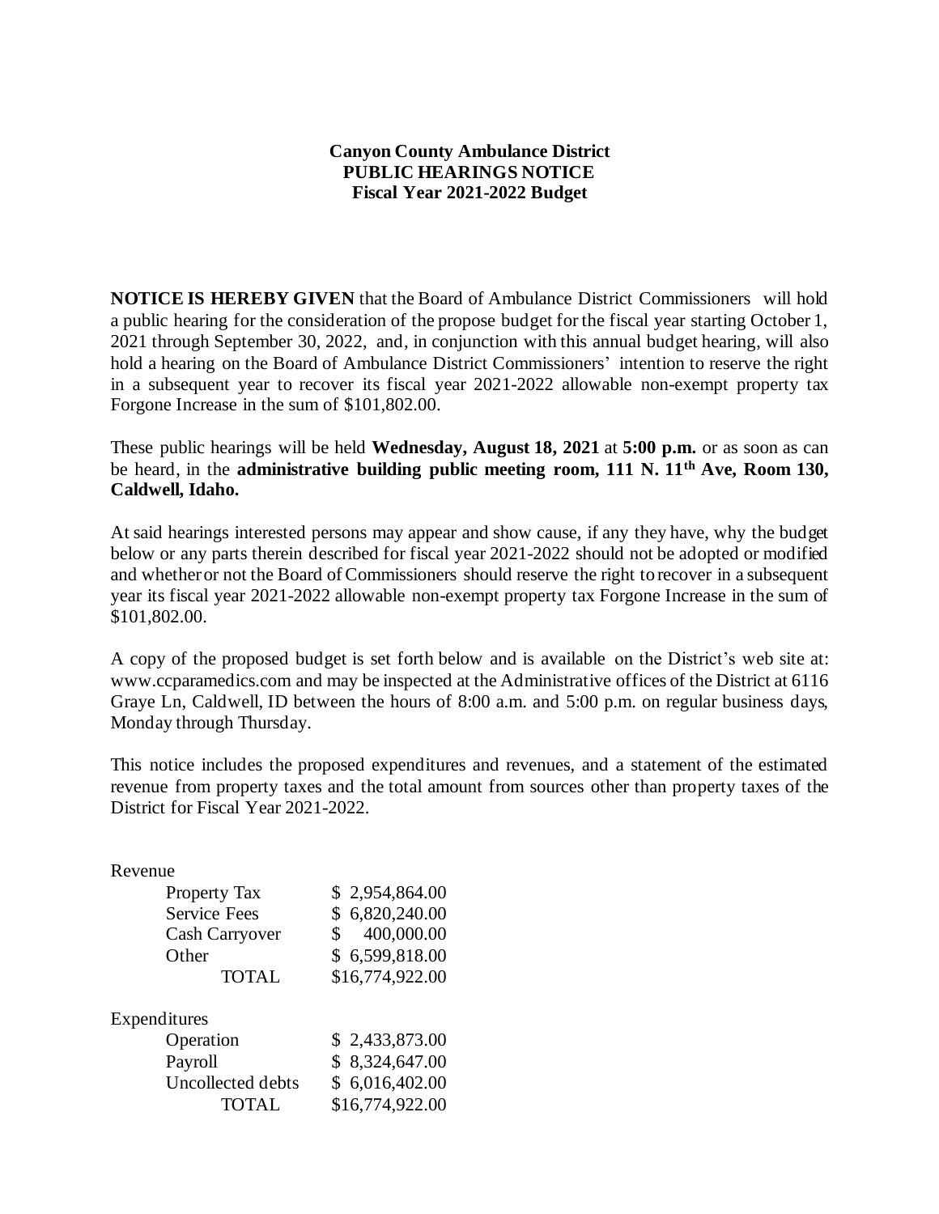**Canyon County Ambulance District**
**PUBLIC HEARINGS NOTICE**
**Fiscal Year 2021-2022 Budget**

**NOTICE IS HEREBY GIVEN** that the Board of Ambulance District Commissioners will hold a public hearing for the consideration of the propose budget for the fiscal year starting October 1, 2021 through September 30, 2022, and, in conjunction with this annual budget hearing, will also hold a hearing on the Board of Ambulance District Commissioners' intention to reserve the right in a subsequent year to recover its fiscal year 2021-2022 allowable non-exempt property tax Forgone Increase in the sum of $101,802.00.

These public hearings will be held **Wednesday, August 18, 2021** at **5:00 p.m.** or as soon as can be heard, in the **administrative building public meeting room, 111 N. 11th Ave, Room 130, Caldwell, Idaho.**

At said hearings interested persons may appear and show cause, if any they have, why the budget below or any parts therein described for fiscal year 2021-2022 should not be adopted or modified and whether or not the Board of Commissioners should reserve the right to recover in a subsequent year its fiscal year 2021-2022 allowable non-exempt property tax Forgone Increase in the sum of $101,802.00.

A copy of the proposed budget is set forth below and is available on the District's web site at: www.ccparamedics.com and may be inspected at the Administrative offices of the District at 6116 Graye Ln, Caldwell, ID between the hours of 8:00 a.m. and 5:00 p.m. on regular business days, Monday through Thursday.

This notice includes the proposed expenditures and revenues, and a statement of the estimated revenue from property taxes and the total amount from sources other than property taxes of the District for Fiscal Year 2021-2022.

| Revenue | |
|---|---|
| Property Tax | $ 2,954,864.00 |
| Service Fees | $ 6,820,240.00 |
| Cash Carryover | $ 400,000.00 |
| Other | $ 6,599,818.00 |
| TOTAL | $16,774,922.00 |

| Expenditures | |
|---|---|
| Operation | $ 2,433,873.00 |
| Payroll | $ 8,324,647.00 |
| Uncollected debts | $ 6,016,402.00 |
| TOTAL | $16,774,922.00 |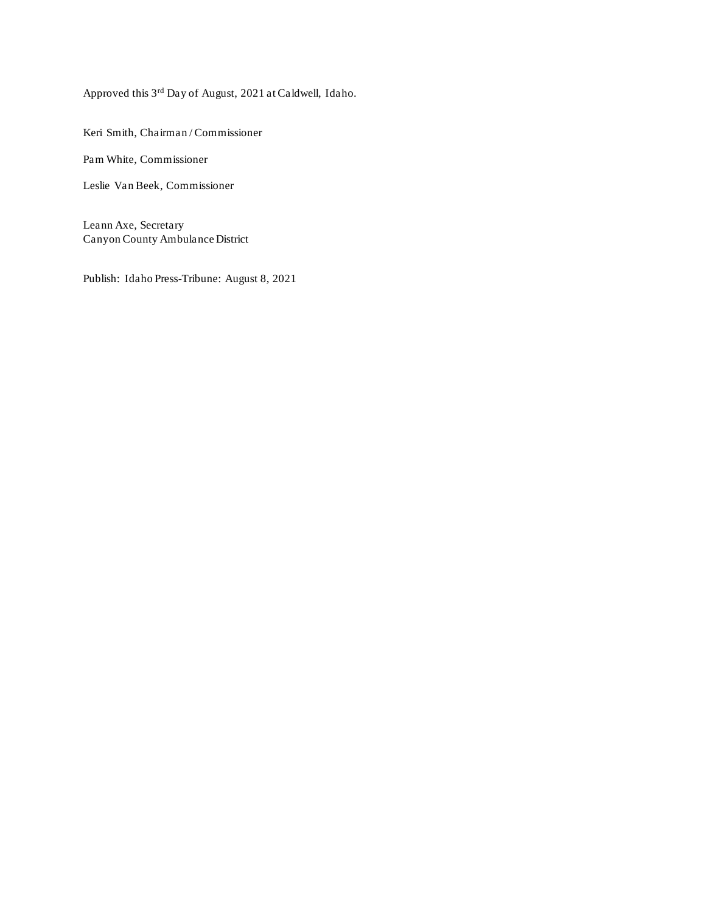Approved this 3rd Day of August, 2021 at Caldwell, Idaho.

Keri Smith, Chairman / Commissioner

Pam White, Commissioner

Leslie Van Beek, Commissioner

Leann Axe, Secretary
Canyon County Ambulance District

Publish: Idaho Press-Tribune: August 8, 2021